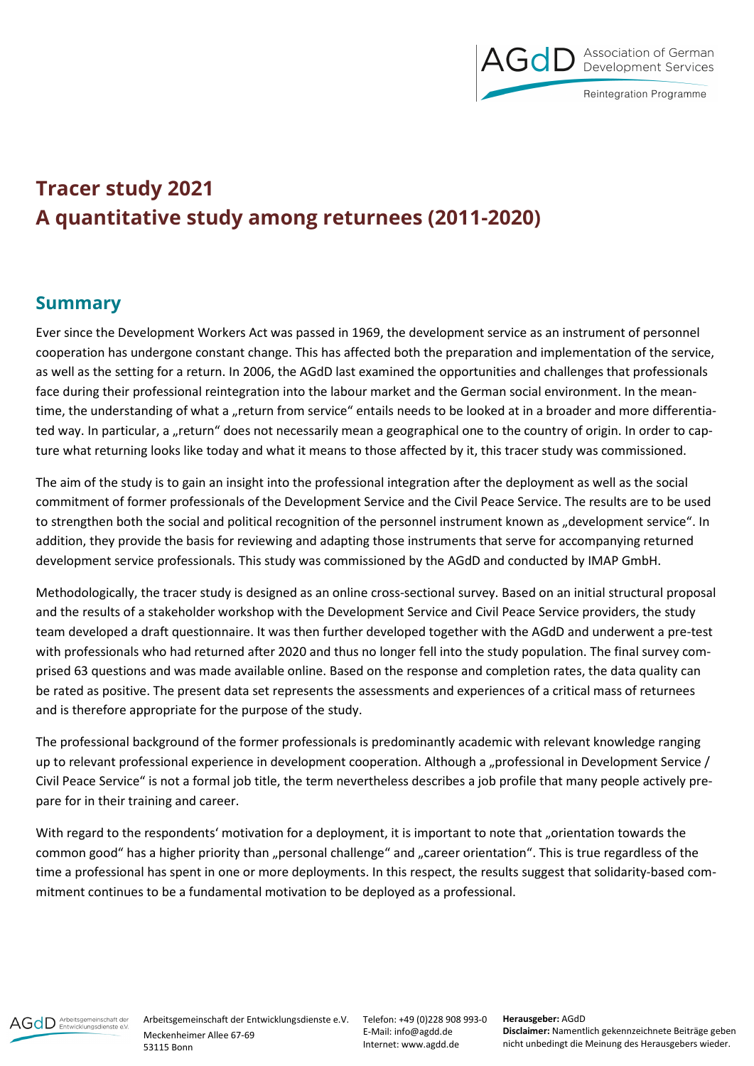# Tracer study 2021
# A quantitative study among returnees (2011-2020)

## Summary

Ever since the Development Workers Act was passed in 1969, the development service as an instrument of personnel cooperation has undergone constant change. This has affected both the preparation and implementation of the service, as well as the setting for a return. In 2006, the AGdD last examined the opportunities and challenges that professionals face during their professional reintegration into the labour market and the German social environment. In the meantime, the understanding of what a „return from service" entails needs to be looked at in a broader and more differentiated way. In particular, a „return" does not necessarily mean a geographical one to the country of origin. In order to capture what returning looks like today and what it means to those affected by it, this tracer study was commissioned.

The aim of the study is to gain an insight into the professional integration after the deployment as well as the social commitment of former professionals of the Development Service and the Civil Peace Service. The results are to be used to strengthen both the social and political recognition of the personnel instrument known as „development service". In addition, they provide the basis for reviewing and adapting those instruments that serve for accompanying returned development service professionals. This study was commissioned by the AGdD and conducted by IMAP GmbH.

Methodologically, the tracer study is designed as an online cross-sectional survey. Based on an initial structural proposal and the results of a stakeholder workshop with the Development Service and Civil Peace Service providers, the study team developed a draft questionnaire. It was then further developed together with the AGdD and underwent a pre-test with professionals who had returned after 2020 and thus no longer fell into the study population. The final survey comprised 63 questions and was made available online. Based on the response and completion rates, the data quality can be rated as positive. The present data set represents the assessments and experiences of a critical mass of returnees and is therefore appropriate for the purpose of the study.

The professional background of the former professionals is predominantly academic with relevant knowledge ranging up to relevant professional experience in development cooperation. Although a „professional in Development Service / Civil Peace Service" is not a formal job title, the term nevertheless describes a job profile that many people actively prepare for in their training and career.

With regard to the respondents' motivation for a deployment, it is important to note that „orientation towards the common good" has a higher priority than „personal challenge" and „career orientation". This is true regardless of the time a professional has spent in one or more deployments. In this respect, the results suggest that solidarity-based commitment continues to be a fundamental motivation to be deployed as a professional.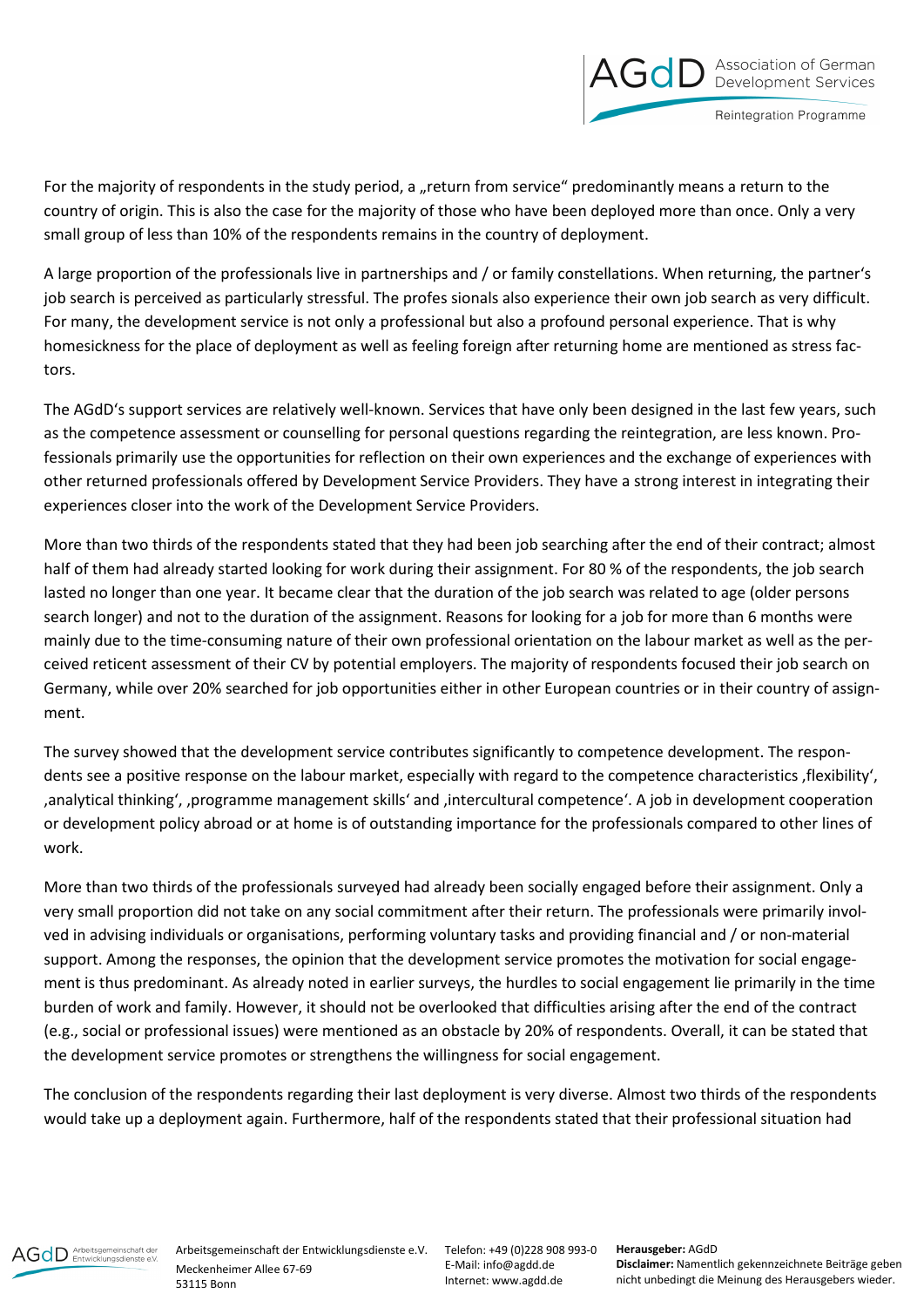For the majority of respondents in the study period, a „return from service" predominantly means a return to the country of origin. This is also the case for the majority of those who have been deployed more than once. Only a very small group of less than 10% of the respondents remains in the country of deployment.

A large proportion of the professionals live in partnerships and / or family constellations. When returning, the partner's job search is perceived as particularly stressful. The professionals also experience their own job search as very difficult. For many, the development service is not only a professional but also a profound personal experience. That is why homesickness for the place of deployment as well as feeling foreign after returning home are mentioned as stress factors.

The AGdD's support services are relatively well-known. Services that have only been designed in the last few years, such as the competence assessment or counselling for personal questions regarding the reintegration, are less known. Professionals primarily use the opportunities for reflection on their own experiences and the exchange of experiences with other returned professionals offered by Development Service Providers. They have a strong interest in integrating their experiences closer into the work of the Development Service Providers.

More than two thirds of the respondents stated that they had been job searching after the end of their contract; almost half of them had already started looking for work during their assignment. For 80 % of the respondents, the job search lasted no longer than one year. It became clear that the duration of the job search was related to age (older persons search longer) and not to the duration of the assignment. Reasons for looking for a job for more than 6 months were mainly due to the time-consuming nature of their own professional orientation on the labour market as well as the perceived reticent assessment of their CV by potential employers. The majority of respondents focused their job search on Germany, while over 20% searched for job opportunities either in other European countries or in their country of assignment.

The survey showed that the development service contributes significantly to competence development. The respondents see a positive response on the labour market, especially with regard to the competence characteristics ‚flexibility', ‚analytical thinking', ‚programme management skills' and ‚intercultural competence'. A job in development cooperation or development policy abroad or at home is of outstanding importance for the professionals compared to other lines of work.

More than two thirds of the professionals surveyed had already been socially engaged before their assignment. Only a very small proportion did not take on any social commitment after their return. The professionals were primarily involved in advising individuals or organisations, performing voluntary tasks and providing financial and / or non-material support. Among the responses, the opinion that the development service promotes the motivation for social engagement is thus predominant. As already noted in earlier surveys, the hurdles to social engagement lie primarily in the time burden of work and family. However, it should not be overlooked that difficulties arising after the end of the contract (e.g., social or professional issues) were mentioned as an obstacle by 20% of respondents. Overall, it can be stated that the development service promotes or strengthens the willingness for social engagement.

The conclusion of the respondents regarding their last deployment is very diverse. Almost two thirds of the respondents would take up a deployment again. Furthermore, half of the respondents stated that their professional situation had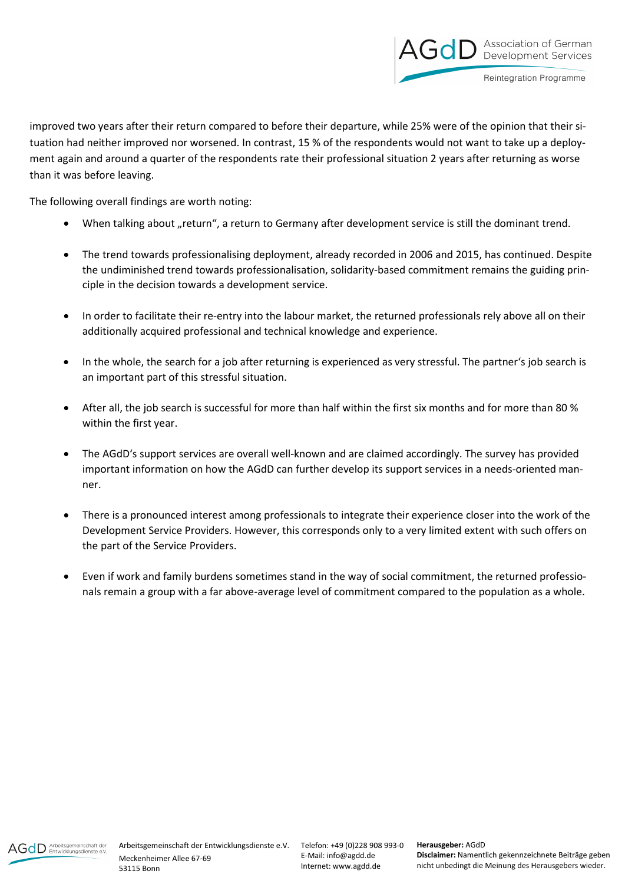improved two years after their return compared to before their departure, while 25% were of the opinion that their situation had neither improved nor worsened. In contrast, 15 % of the respondents would not want to take up a deployment again and around a quarter of the respondents rate their professional situation 2 years after returning as worse than it was before leaving.

The following overall findings are worth noting:

- When talking about „return", a return to Germany after development service is still the dominant trend.
- The trend towards professionalising deployment, already recorded in 2006 and 2015, has continued. Despite the undiminished trend towards professionalisation, solidarity-based commitment remains the guiding principle in the decision towards a development service.
- In order to facilitate their re-entry into the labour market, the returned professionals rely above all on their additionally acquired professional and technical knowledge and experience.
- In the whole, the search for a job after returning is experienced as very stressful. The partner's job search is an important part of this stressful situation.
- After all, the job search is successful for more than half within the first six months and for more than 80 % within the first year.
- The AGdD's support services are overall well-known and are claimed accordingly. The survey has provided important information on how the AGdD can further develop its support services in a needs-oriented manner.
- There is a pronounced interest among professionals to integrate their experience closer into the work of the Development Service Providers. However, this corresponds only to a very limited extent with such offers on the part of the Service Providers.
- Even if work and family burdens sometimes stand in the way of social commitment, the returned professionals remain a group with a far above-average level of commitment compared to the population as a whole.